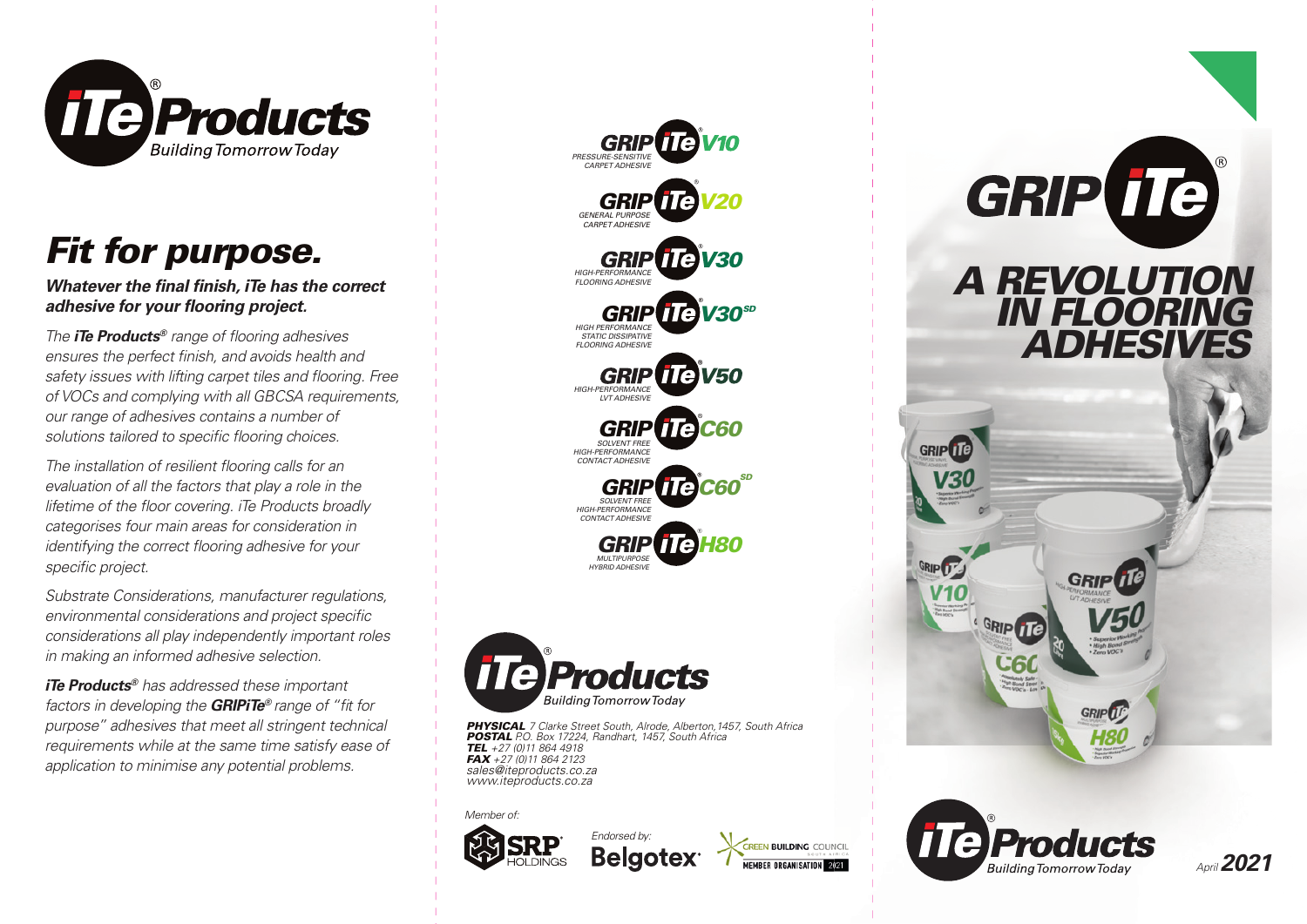# iTe Products®

*Building Tomorrow Today*

## *Fit for purpose.*

***Whatever the final finish, iTe has the correct adhesive for your flooring project.***

*The **iTe Products®** range of flooring adhesives ensures the perfect finish, and avoids health and safety issues with lifting carpet tiles and flooring. Free of VOCs and complying with all GBCSA requirements, our range of adhesives contains a number of solutions tailored to specific flooring choices.*

*The installation of resilient flooring calls for an evaluation of all the factors that play a role in the lifetime of the floor covering. iTe Products broadly categorises four main areas for consideration in identifying the correct flooring adhesive for your specific project.*

*Substrate Considerations, manufacturer regulations, environmental considerations and project specific considerations all play independently important roles in making an informed adhesive selection.*

***iTe Products®** has addressed these important factors in developing the **GRIPiTe®** range of "fit for purpose" adhesives that meet all stringent technical requirements while at the same time satisfy ease of application to minimise any potential problems.*

**GRIP iTe® V10** – PRESSURE-SENSITIVE CARPET ADHESIVE

**GRIP iTe® V20** – GENERAL PURPOSE CARPET ADHESIVE

**GRIP iTe® V30** – HIGH-PERFORMANCE FLOORING ADHESIVE

**GRIP iTe® V30SD** – HIGH PERFORMANCE STATIC DISSIPATIVE FLOORING ADHESIVE

**GRIP iTe® V50** – HIGH-PERFORMANCE LVT ADHESIVE

**GRIP iTe® C60** – SOLVENT FREE HIGH-PERFORMANCE CONTACT ADHESIVE

**GRIP iTe® C60SD** – SOLVENT FREE HIGH-PERFORMANCE CONTACT ADHESIVE

**GRIP iTe® H80** – MULTIPURPOSE HYBRID ADHESIVE

**iTe Products®**

*Building Tomorrow Today*

***PHYSICAL*** *7 Clarke Street South, Alrode, Alberton, 1457, South Africa*
***POSTAL*** *P.O. Box 17224, Randhart, 1457, South Africa*
***TEL*** *+27 (0)11 864 4918*
***FAX*** *+27 (0)11 864 2123*
*sales@iteproducts.co.za*
*www.iteproducts.co.za*

*Member of:* SRP HOLDINGS

*Endorsed by:* Belgotex

GREEN BUILDING COUNCIL SOUTH AFRICA – MEMBER ORGANISATION 2021

# GRIP iTe®

## *A REVOLUTION IN FLOORING ADHESIVES*

**iTe Products®**

*Building Tomorrow Today*

*April* ***2021***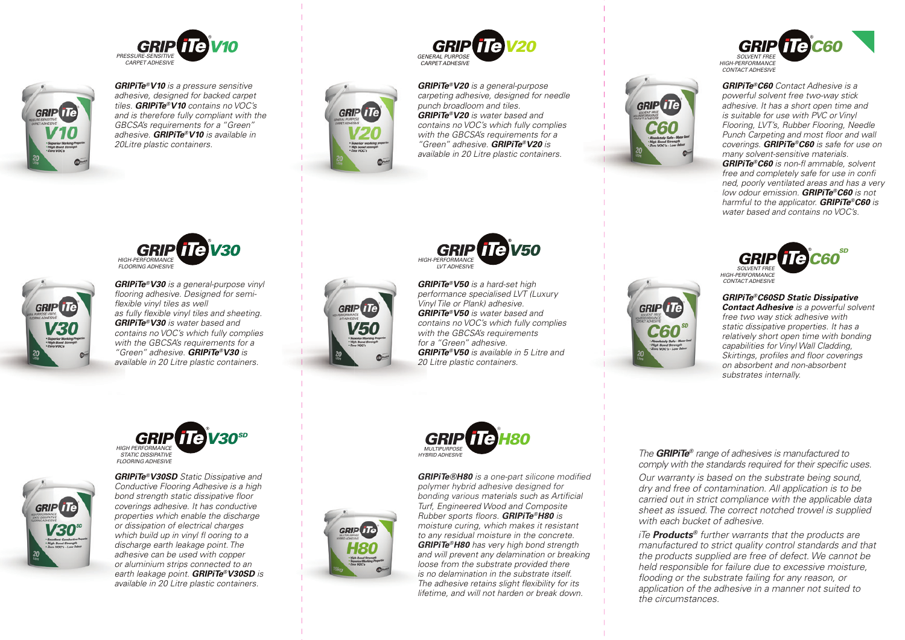## GRIPiTe V10

PRESSURE-SENSITIVE CARPET ADHESIVE

***GRIPiTe®V10*** *is a pressure sensitive adhesive, designed for backed carpet tiles.* ***GRIPiTe®V10*** *contains no VOC's and is therefore fully compliant with the GBCSA's requirements for a "Green" adhesive.* ***GRIPiTe®V10*** *is available in 20Litre plastic containers.*

## GRIPiTe V20

GENERAL PURPOSE CARPET ADHESIVE

***GRIPiTe®V20*** *is a general-purpose carpeting adhesive, designed for needle punch broadloom and tiles.*
***GRIPiTe®V20*** *is water based and contains no VOC's which fully complies with the GBCSA's requirements for a "Green" adhesive.* ***GRIPiTe®V20*** *is available in 20 Litre plastic containers.*

## GRIPiTe C60

SOLVENT FREE HIGH-PERFORMANCE CONTACT ADHESIVE

***GRIPiTe®C60*** *Contact Adhesive is a powerful solvent free two-way stick adhesive. It has a short open time and is suitable for use with PVC or Vinyl Flooring, LVT's, Rubber Flooring, Needle Punch Carpeting and most floor and wall coverings.* ***GRIPiTe®C60*** *is safe for use on many solvent-sensitive materials.*
***GRIPiTe®C60*** *is non-fl ammable, solvent free and completely safe for use in confi ned, poorly ventilated areas and has a very low odour emission.* ***GRIPiTe®C60*** *is not harmful to the applicator.* ***GRIPiTe®C60*** *is water based and contains no VOC's.*

## GRIPiTe V30

HIGH-PERFORMANCE FLOORING ADHESIVE

***GRIPiTe®V30*** *is a general-purpose vinyl flooring adhesive. Designed for semi-flexible vinyl tiles as well as fully flexible vinyl tiles and sheeting.*
***GRIPiTe®V30*** *is water based and contains no VOC's which fully complies with the GBCSA's requirements for a "Green" adhesive.* ***GRIPiTe®V30*** *is available in 20 Litre plastic containers.*

## GRIPiTe V50

HIGH-PERFORMANCE LVT ADHESIVE

***GRIPiTe®V50*** *is a hard-set high performance specialised LVT (Luxury Vinyl Tile or Plank) adhesive.*
***GRIPiTe®V50*** *is water based and contains no VOC's which fully complies with the GBCSA's requirements for a "Green" adhesive.*
***GRIPiTe®V50*** *is available in 5 Litre and 20 Litre plastic containers.*

## GRIPiTe C60SD

SOLVENT FREE HIGH-PERFORMANCE CONTACT ADHESIVE

***GRIPiTe®C60SD Static Dissipative Contact Adhesive*** *is a powerful solvent free two way stick adhesive with static dissipative properties. It has a relatively short open time with bonding capabilities for Vinyl Wall Cladding, Skirtings, profiles and floor coverings on absorbent and non-absorbent substrates internally.*

## GRIPiTe V30SD

HIGH PERFORMANCE STATIC DISSIPATIVE FLOORING ADHESIVE

***GRIPiTe®V30SD*** *Static Dissipative and Conductive Flooring Adhesive is a high bond strength static dissipative floor coverings adhesive. It has conductive properties which enable the discharge or dissipation of electrical charges which build up in vinyl fl ooring to a discharge earth leakage point. The adhesive can be used with copper or aluminium strips connected to an earth leakage point.* ***GRIPiTe®V30SD*** *is available in 20 Litre plastic containers.*

## GRIPiTe H80

MULTIPURPOSE HYBRID ADHESIVE

***GRIPiTe®H80*** *is a one-part silicone modified polymer hybrid adhesive designed for bonding various materials such as Artificial Turf, Engineered Wood and Composite Rubber sports floors.* ***GRIPiTe®H80*** *is moisture curing, which makes it resistant to any residual moisture in the concrete.*
***GRIPiTe®H80*** *has very high bond strength and will prevent any delamination or breaking loose from the substrate provided there is no delamination in the substrate itself. The adhesive retains slight flexibility for its lifetime, and will not harden or break down.*

*The* ***GRIPiTe®*** *range of adhesives is manufactured to comply with the standards required for their specific uses.*

*Our warranty is based on the substrate being sound, dry and free of contamination. All application is to be carried out in strict compliance with the applicable data sheet as issued. The correct notched trowel is supplied with each bucket of adhesive.*

*iTe* ***Products®*** *further warrants that the products are manufactured to strict quality control standards and that the products supplied are free of defect. We cannot be held responsible for failure due to excessive moisture, flooding or the substrate failing for any reason, or application of the adhesive in a manner not suited to the circumstances.*